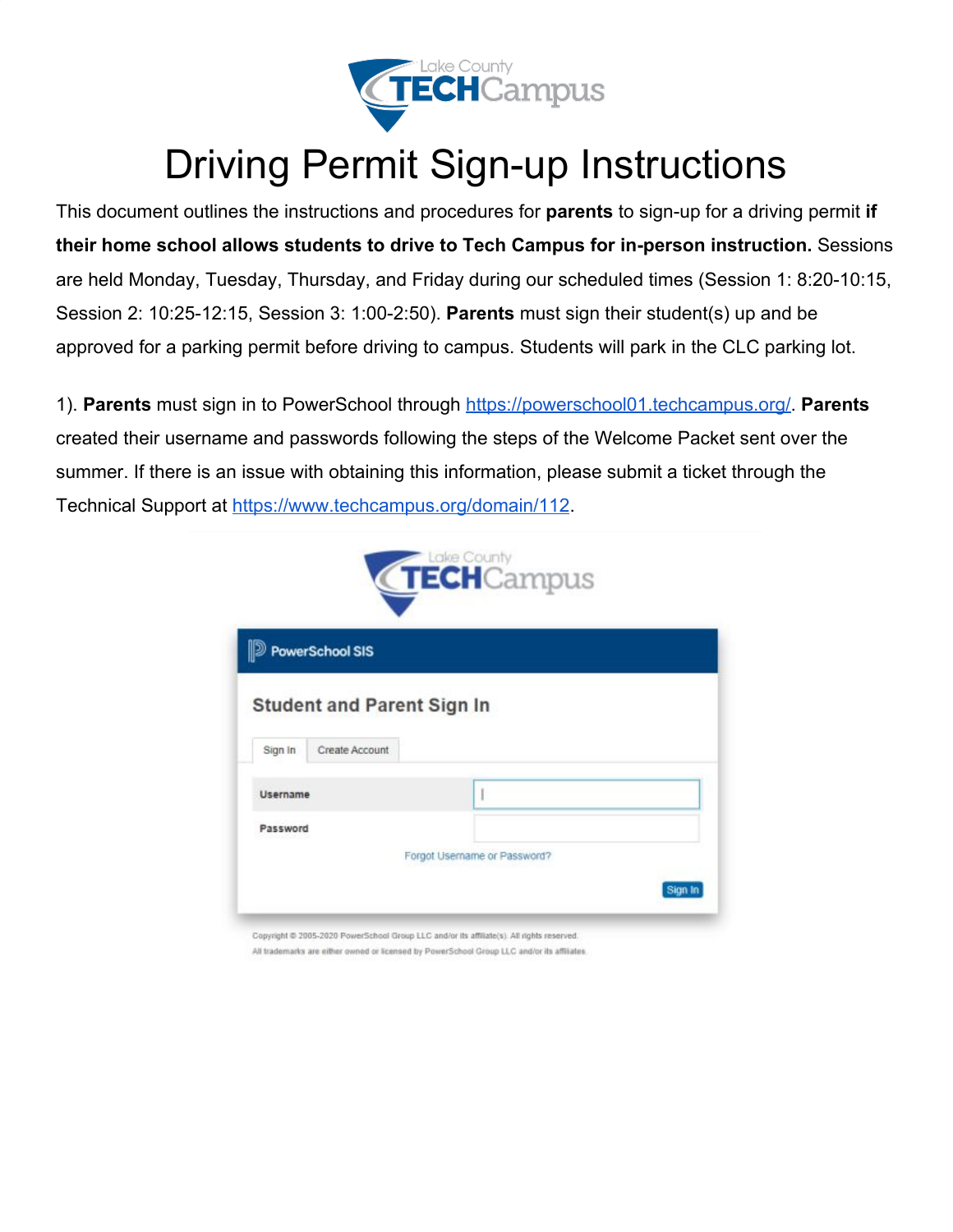# Driving Permit Sign-up Instructions

This document outlines the instructions and procedures for **parents** to sign-up for a driving permit **if their home school allows students to drive to Tech Campus for in-person instruction.** Sessions are held Monday, Tuesday, Thursday, and Friday during our scheduled times (Session 1: 8:20-10:15, Session 2: 10:25-12:15, Session 3: 1:00-2:50). **Parents** must sign their student(s) up and be approved for a parking permit before driving to campus. Students will park in the CLC parking lot.

1). **Parents** must sign in to PowerSchool through https://powerschool01.techcampus.org/. **Parents** created their username and passwords following the steps of the Welcome Packet sent over the summer. If there is an issue with obtaining this information, please submit a ticket through the Technical Support at https://www.techcampus.org/domain/112.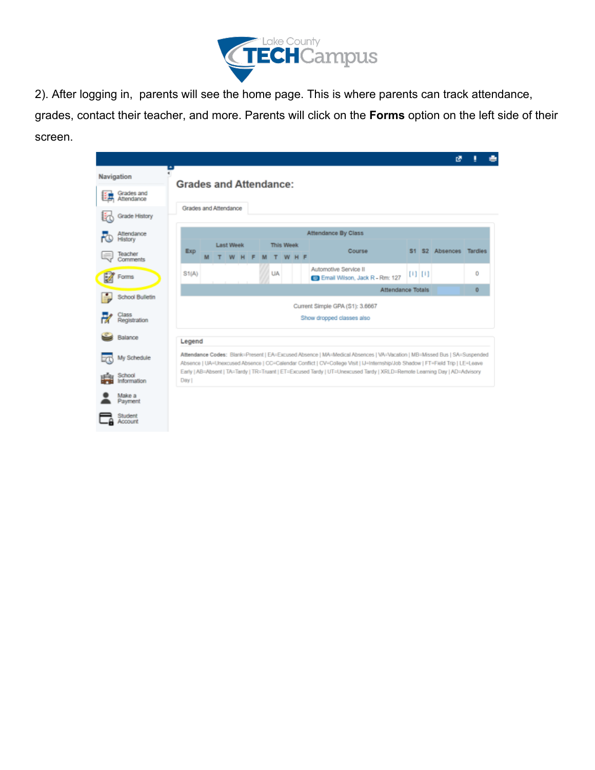2). After logging in, parents will see the home page. This is where parents can track attendance, grades, contact their teacher, and more. Parents will click on the **Forms** option on the left side of their screen.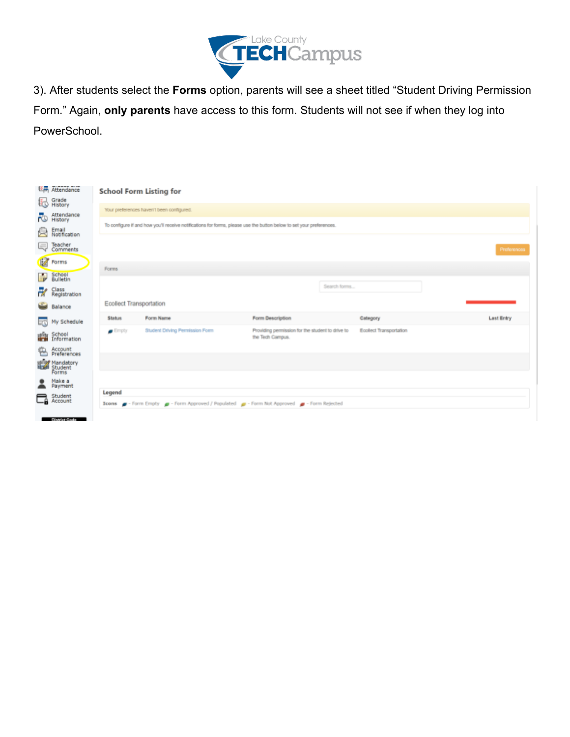3). After students select the **Forms** option, parents will see a sheet titled "Student Driving Permission Form." Again, **only parents** have access to this form. Students will not see if when they log into PowerSchool.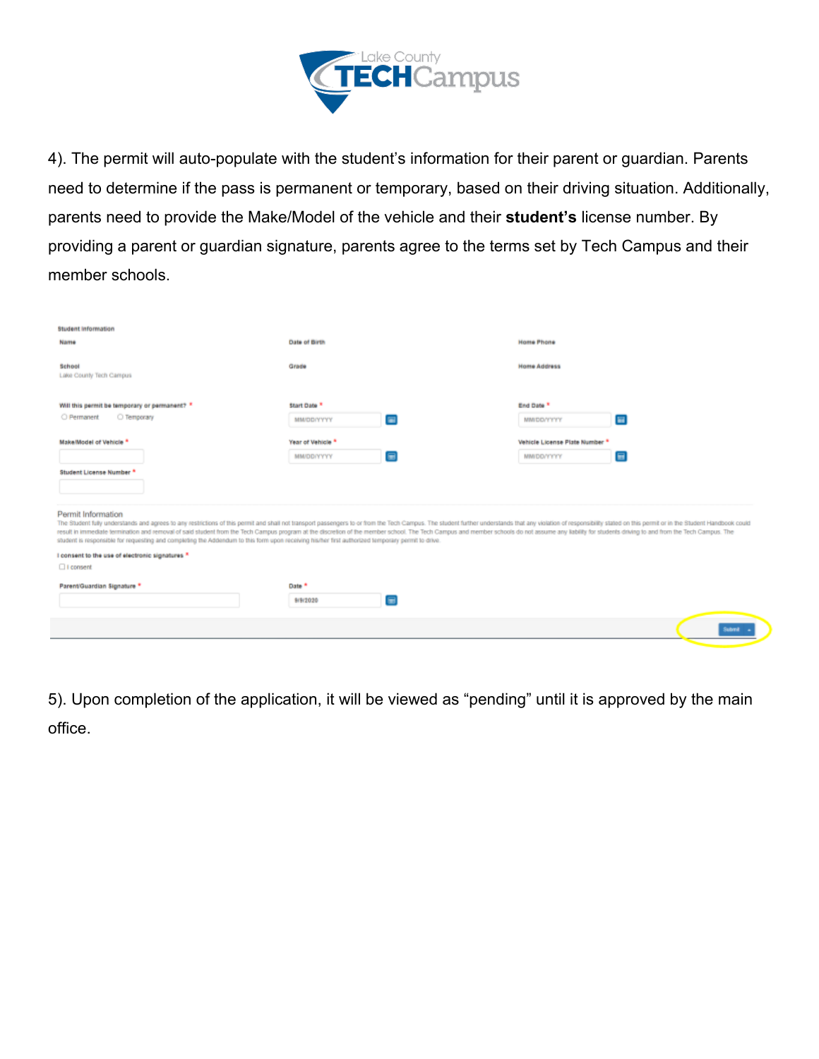4). The permit will auto-populate with the student's information for their parent or guardian. Parents need to determine if the pass is permanent or temporary, based on their driving situation. Additionally, parents need to provide the Make/Model of the vehicle and their **student's** license number. By providing a parent or guardian signature, parents agree to the terms set by Tech Campus and their member schools.

Student Information

Name

Date of Birth

Home Phone

School
Lake County Tech Campus

Grade

Home Address

Will this permit be temporary or permanent? *
Permanent
Temporary

Start Date *
MM/DD/YYYY

End Date *
MM/DD/YYYY

Make/Model of Vehicle *

Year of Vehicle *
MM/DD/YYYY

Vehicle License Plate Number *
MM/DD/YYYY

Student License Number *

Permit Information

The Student fully understands and agrees to any restrictions of this permit and shall not transport passengers to or from the Tech Campus. The student further understands that any violation of responsibility stated on this permit or in the Student Handbook could result in immediate termination and removal of said student from the Tech Campus program at the discretion of the member school. The Tech Campus and member schools do not assume any liability for students driving to and from the Tech Campus. The student is responsible for requesting and completing the Addendum to this form upon receiving his/her first authorized temporary permit to drive.

I consent to the use of electronic signatures *
I consent

Parent/Guardian Signature *

Date *
9/9/2020

Submit

5). Upon completion of the application, it will be viewed as "pending" until it is approved by the main office.